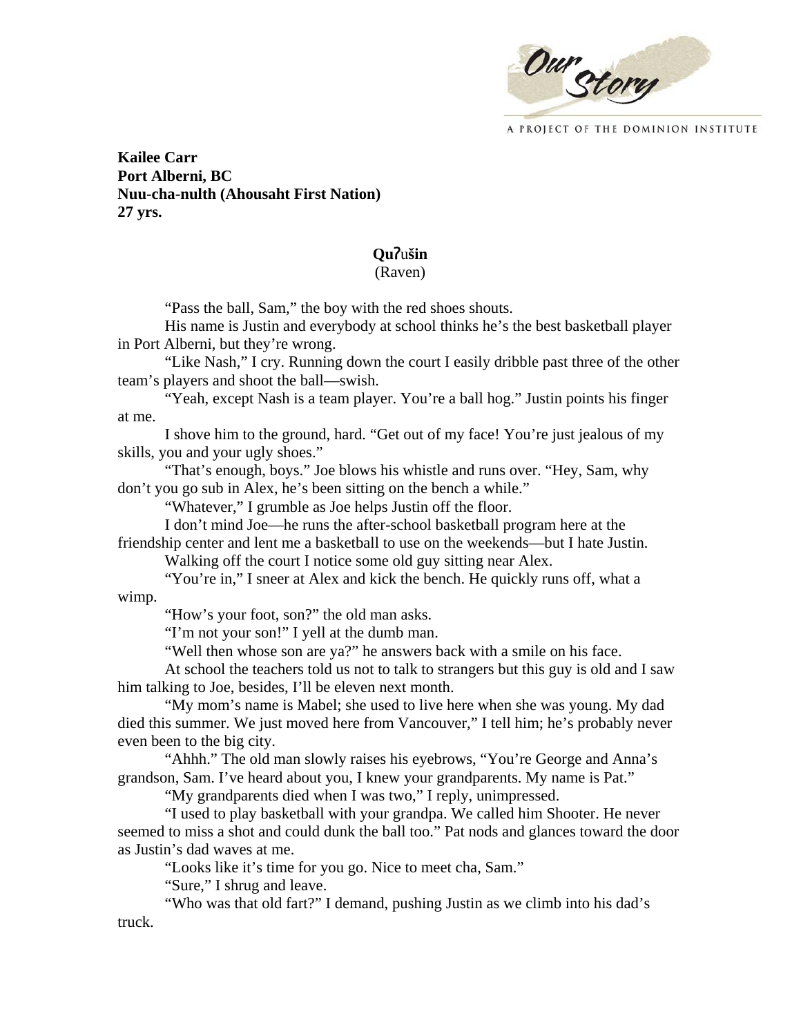**Kailee Carr**
**Port Alberni, BC**
**Nuu-cha-nulth (Ahousaht First Nation)**
**27 yrs.**

## Quʔušin
(Raven)

"Pass the ball, Sam," the boy with the red shoes shouts.

His name is Justin and everybody at school thinks he's the best basketball player in Port Alberni, but they're wrong.

"Like Nash," I cry. Running down the court I easily dribble past three of the other team's players and shoot the ball—swish.

"Yeah, except Nash is a team player. You're a ball hog." Justin points his finger at me.

I shove him to the ground, hard. "Get out of my face! You're just jealous of my skills, you and your ugly shoes."

"That's enough, boys." Joe blows his whistle and runs over. "Hey, Sam, why don't you go sub in Alex, he's been sitting on the bench a while."

"Whatever," I grumble as Joe helps Justin off the floor.

I don't mind Joe—he runs the after-school basketball program here at the friendship center and lent me a basketball to use on the weekends—but I hate Justin.

Walking off the court I notice some old guy sitting near Alex.

"You're in," I sneer at Alex and kick the bench. He quickly runs off, what a wimp.

"How's your foot, son?" the old man asks.

"I'm not your son!" I yell at the dumb man.

"Well then whose son are ya?" he answers back with a smile on his face.

At school the teachers told us not to talk to strangers but this guy is old and I saw him talking to Joe, besides, I'll be eleven next month.

"My mom's name is Mabel; she used to live here when she was young. My dad died this summer. We just moved here from Vancouver," I tell him; he's probably never even been to the big city.

"Ahhh." The old man slowly raises his eyebrows, "You're George and Anna's grandson, Sam. I've heard about you, I knew your grandparents. My name is Pat."

"My grandparents died when I was two," I reply, unimpressed.

"I used to play basketball with your grandpa. We called him Shooter. He never seemed to miss a shot and could dunk the ball too." Pat nods and glances toward the door as Justin's dad waves at me.

"Looks like it's time for you go. Nice to meet cha, Sam."

"Sure," I shrug and leave.

"Who was that old fart?" I demand, pushing Justin as we climb into his dad's truck.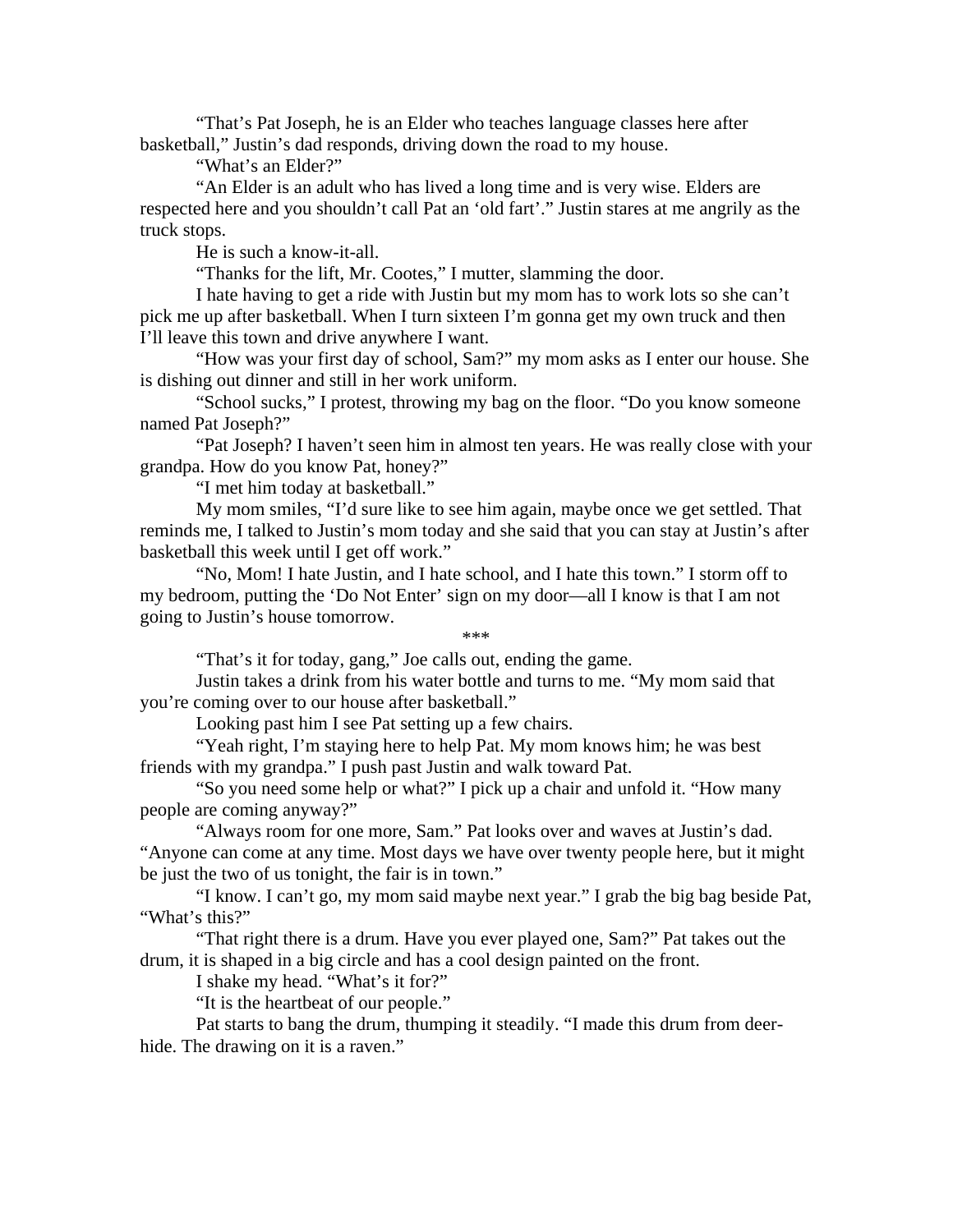"That's Pat Joseph, he is an Elder who teaches language classes here after basketball," Justin's dad responds, driving down the road to my house.

"What's an Elder?"

"An Elder is an adult who has lived a long time and is very wise. Elders are respected here and you shouldn't call Pat an 'old fart'." Justin stares at me angrily as the truck stops.

He is such a know-it-all.

"Thanks for the lift, Mr. Cootes," I mutter, slamming the door.

I hate having to get a ride with Justin but my mom has to work lots so she can't pick me up after basketball. When I turn sixteen I'm gonna get my own truck and then I'll leave this town and drive anywhere I want.

"How was your first day of school, Sam?" my mom asks as I enter our house. She is dishing out dinner and still in her work uniform.

"School sucks," I protest, throwing my bag on the floor. "Do you know someone named Pat Joseph?"

"Pat Joseph? I haven't seen him in almost ten years. He was really close with your grandpa. How do you know Pat, honey?"

"I met him today at basketball."

My mom smiles, "I'd sure like to see him again, maybe once we get settled. That reminds me, I talked to Justin's mom today and she said that you can stay at Justin's after basketball this week until I get off work."

"No, Mom! I hate Justin, and I hate school, and I hate this town." I storm off to my bedroom, putting the 'Do Not Enter' sign on my door—all I know is that I am not going to Justin's house tomorrow.

***

"That's it for today, gang," Joe calls out, ending the game.

Justin takes a drink from his water bottle and turns to me. "My mom said that you're coming over to our house after basketball."

Looking past him I see Pat setting up a few chairs.

"Yeah right, I'm staying here to help Pat. My mom knows him; he was best friends with my grandpa." I push past Justin and walk toward Pat.

"So you need some help or what?" I pick up a chair and unfold it. "How many people are coming anyway?"

"Always room for one more, Sam." Pat looks over and waves at Justin's dad. "Anyone can come at any time. Most days we have over twenty people here, but it might be just the two of us tonight, the fair is in town."

"I know. I can't go, my mom said maybe next year." I grab the big bag beside Pat, "What's this?"

"That right there is a drum. Have you ever played one, Sam?" Pat takes out the drum, it is shaped in a big circle and has a cool design painted on the front.

I shake my head. "What's it for?"

"It is the heartbeat of our people."

Pat starts to bang the drum, thumping it steadily. "I made this drum from deer-hide. The drawing on it is a raven."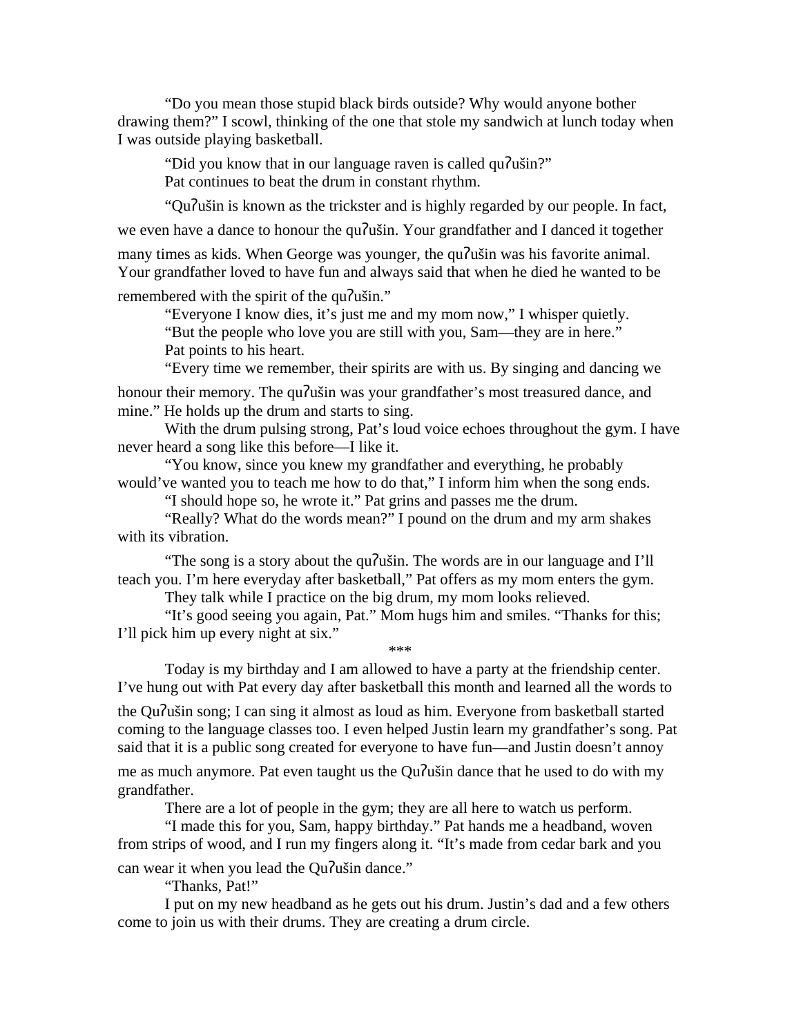"Do you mean those stupid black birds outside? Why would anyone bother drawing them?" I scowl, thinking of the one that stole my sandwich at lunch today when I was outside playing basketball.

"Did you know that in our language raven is called quʔušin?"

Pat continues to beat the drum in constant rhythm.

"Quʔušin is known as the trickster and is highly regarded by our people. In fact, we even have a dance to honour the quʔušin. Your grandfather and I danced it together many times as kids. When George was younger, the quʔušin was his favorite animal. Your grandfather loved to have fun and always said that when he died he wanted to be remembered with the spirit of the quʔušin."

"Everyone I know dies, it's just me and my mom now," I whisper quietly.

"But the people who love you are still with you, Sam—they are in here."

Pat points to his heart.

"Every time we remember, their spirits are with us. By singing and dancing we honour their memory. The quʔušin was your grandfather's most treasured dance, and mine." He holds up the drum and starts to sing.

With the drum pulsing strong, Pat's loud voice echoes throughout the gym. I have never heard a song like this before—I like it.

"You know, since you knew my grandfather and everything, he probably would've wanted you to teach me how to do that," I inform him when the song ends.

"I should hope so, he wrote it." Pat grins and passes me the drum.

"Really? What do the words mean?" I pound on the drum and my arm shakes with its vibration.

"The song is a story about the quʔušin. The words are in our language and I'll teach you. I'm here everyday after basketball," Pat offers as my mom enters the gym.

They talk while I practice on the big drum, my mom looks relieved.

"It's good seeing you again, Pat." Mom hugs him and smiles. "Thanks for this; I'll pick him up every night at six."

***

Today is my birthday and I am allowed to have a party at the friendship center. I've hung out with Pat every day after basketball this month and learned all the words to the Quʔušin song; I can sing it almost as loud as him. Everyone from basketball started coming to the language classes too. I even helped Justin learn my grandfather's song. Pat said that it is a public song created for everyone to have fun—and Justin doesn't annoy me as much anymore. Pat even taught us the Quʔušin dance that he used to do with my grandfather.

There are a lot of people in the gym; they are all here to watch us perform.

"I made this for you, Sam, happy birthday." Pat hands me a headband, woven from strips of wood, and I run my fingers along it. "It's made from cedar bark and you can wear it when you lead the Quʔušin dance."

"Thanks, Pat!"

I put on my new headband as he gets out his drum. Justin's dad and a few others come to join us with their drums. They are creating a drum circle.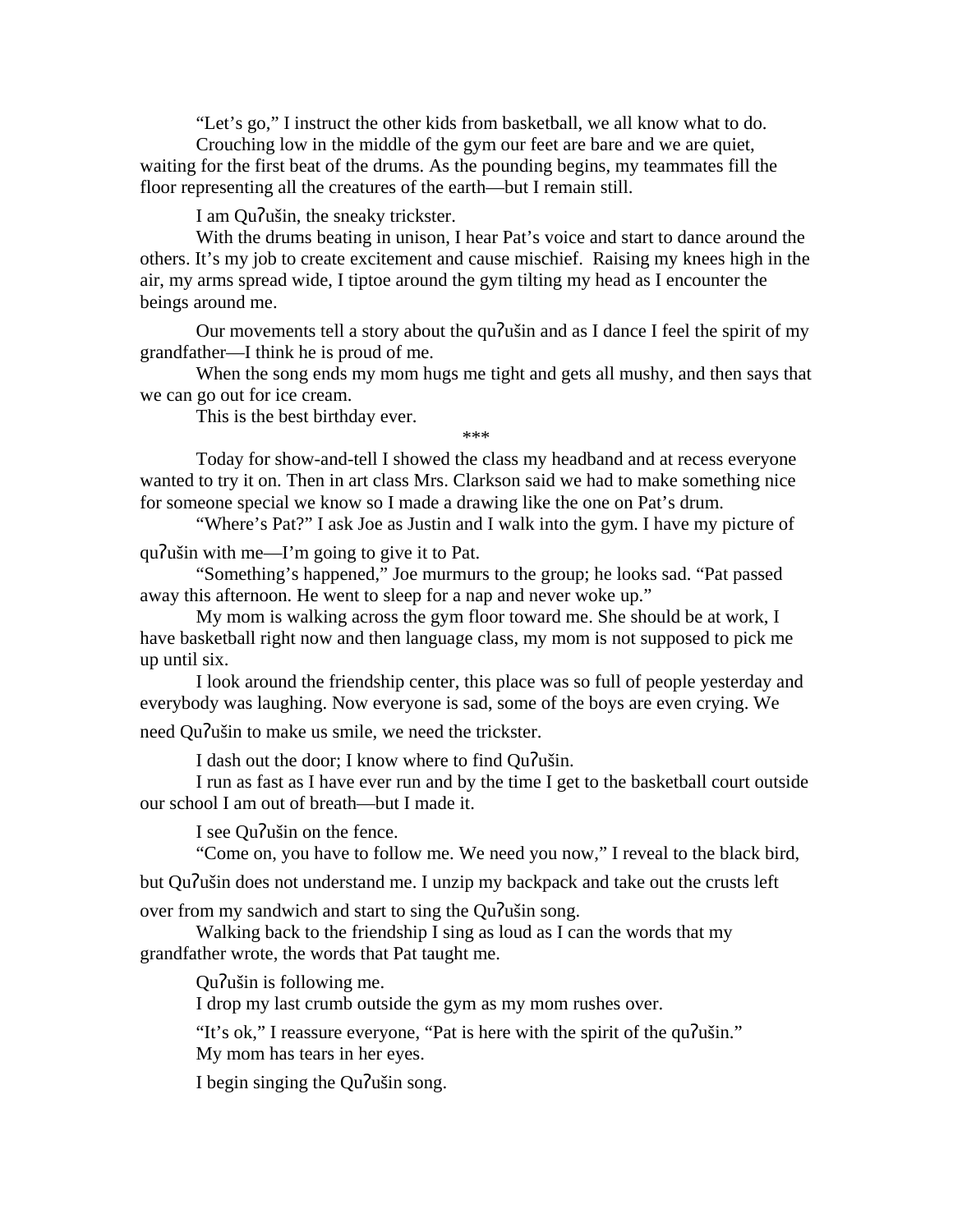"Let's go," I instruct the other kids from basketball, we all know what to do.

Crouching low in the middle of the gym our feet are bare and we are quiet, waiting for the first beat of the drums. As the pounding begins, my teammates fill the floor representing all the creatures of the earth—but I remain still.

I am Quʔušin, the sneaky trickster.

With the drums beating in unison, I hear Pat's voice and start to dance around the others. It's my job to create excitement and cause mischief. Raising my knees high in the air, my arms spread wide, I tiptoe around the gym tilting my head as I encounter the beings around me.

Our movements tell a story about the quʔušin and as I dance I feel the spirit of my grandfather—I think he is proud of me.

When the song ends my mom hugs me tight and gets all mushy, and then says that we can go out for ice cream.

This is the best birthday ever.

***

Today for show-and-tell I showed the class my headband and at recess everyone wanted to try it on. Then in art class Mrs. Clarkson said we had to make something nice for someone special we know so I made a drawing like the one on Pat's drum.

"Where's Pat?" I ask Joe as Justin and I walk into the gym. I have my picture of quʔušin with me—I'm going to give it to Pat.

"Something's happened," Joe murmurs to the group; he looks sad. "Pat passed away this afternoon. He went to sleep for a nap and never woke up."

My mom is walking across the gym floor toward me. She should be at work, I have basketball right now and then language class, my mom is not supposed to pick me up until six.

I look around the friendship center, this place was so full of people yesterday and everybody was laughing. Now everyone is sad, some of the boys are even crying. We need Quʔušin to make us smile, we need the trickster.

I dash out the door; I know where to find Quʔušin.

I run as fast as I have ever run and by the time I get to the basketball court outside our school I am out of breath—but I made it.

I see Quʔušin on the fence.

"Come on, you have to follow me. We need you now," I reveal to the black bird, but Quʔušin does not understand me. I unzip my backpack and take out the crusts left over from my sandwich and start to sing the Quʔušin song.

Walking back to the friendship I sing as loud as I can the words that my grandfather wrote, the words that Pat taught me.

Quʔušin is following me.

I drop my last crumb outside the gym as my mom rushes over.

"It's ok," I reassure everyone, "Pat is here with the spirit of the quʔušin."

My mom has tears in her eyes.

I begin singing the Quʔušin song.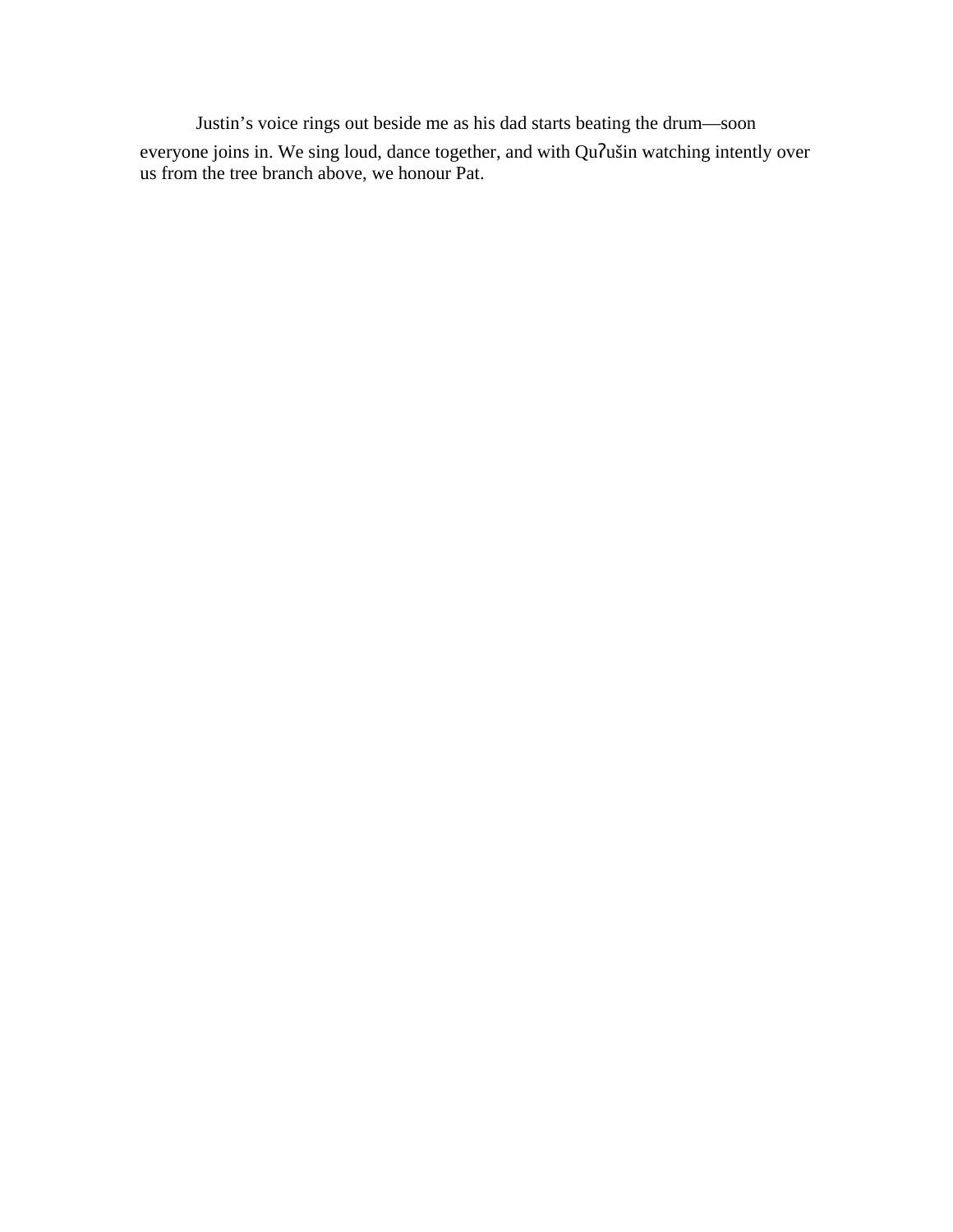Justin's voice rings out beside me as his dad starts beating the drum—soon everyone joins in. We sing loud, dance together, and with Quʔušin watching intently over us from the tree branch above, we honour Pat.